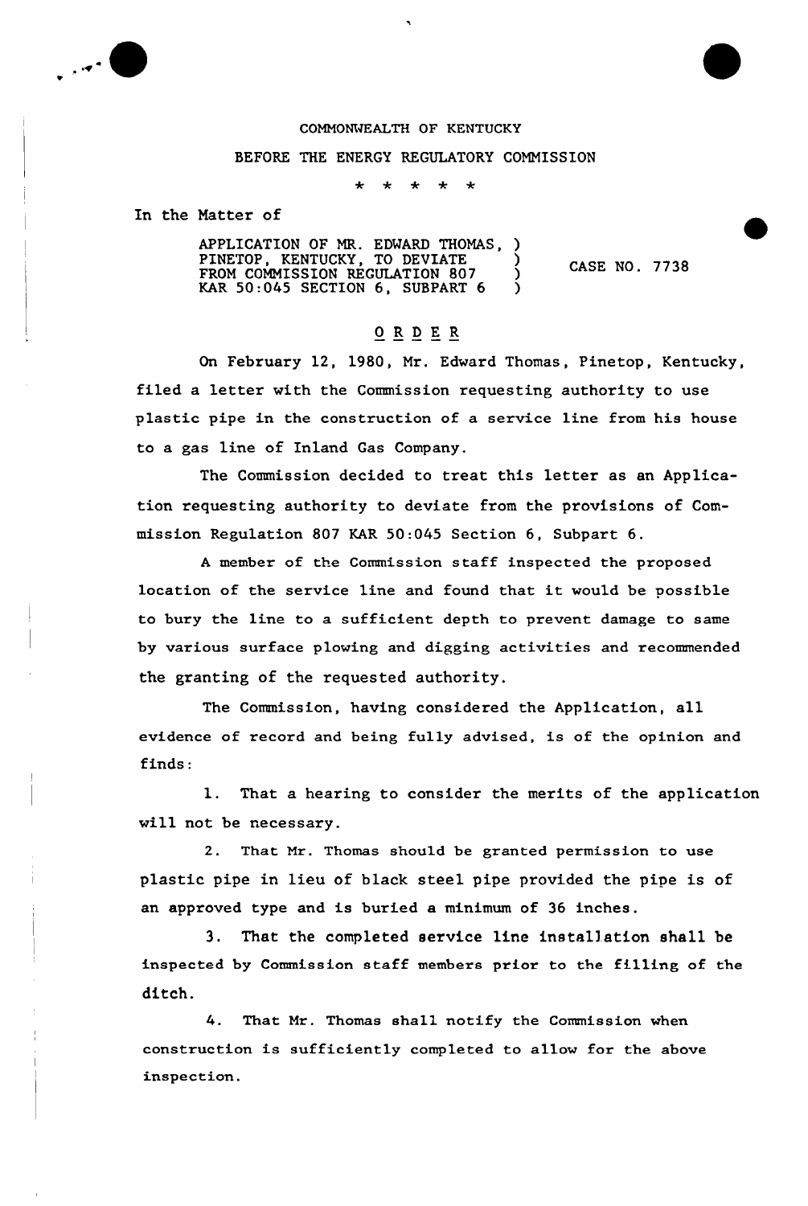COMMONWEALTH OF KENTUCKY

BEFORE THE ENERGY REGULATORY COMMISSION

\* \* \* \* \*

In the Matter of

APPLICATION OF MR. EDWARD THOMAS, PINETOP, KENTUCKY, TO DEVIATE FROM COMMISSION REGULATION 807 KAR 50:045 SECTION 6, SUBPART 6 ) CASE NO. 7738

## O R D E R

On February 12, 1980, Mr. Edward Thomas, Pinetop, Kentucky, filed a letter with the Commission requesting authority to use plastic pipe in the construction of a service line from his house to a gas line of Inland Gas Company.

The Commission decided to treat this letter as an Application requesting authority to deviate from the provisions of Commission Regulation 807 KAR 50:045 Section 6, Subpart 6.

A member of the Commission staff inspected the proposed location of the service line and found that it would be possible to bury the line to a sufficient depth to prevent damage to same by various surface plowing and digging activities and recommended the granting of the requested authority.

The Commission, having considered the Application, all evidence of record and being fully advised, is of the opinion and finds:

1. That a hearing to consider the merits of the application will not be necessary.

2. That Mr. Thomas should be granted permission to use plastic pipe in lieu of black steel pipe provided the pipe is of an approved type and is buried a minimum of 36 inches.

3. That the completed service line installation shall be inspected by Commission staff members prior to the filling of the ditch.

4. That Mr. Thomas shall notify the Commission when construction is sufficiently completed to allow for the above inspection.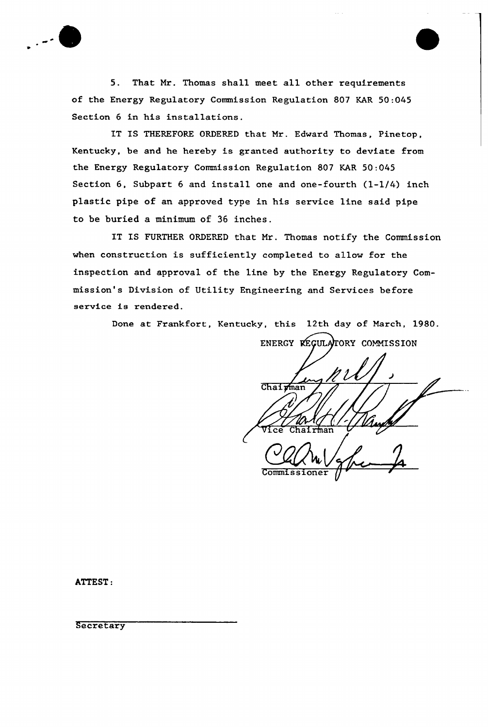5. That Mr. Thomas shall meet all other requirements of the Energy Regulatory Commission Regulation 807 KAR 50:045 Section 6 in his installations.

IT IS THEREFORE ORDERED that Mr. Edward Thomas, Pinetop, Kentucky, be and he hereby is granted authority to deviate from the Energy Regulatory Commission Regulation 807 KAR 50:045 Section 6, Subpart 6 and install one and one-fourth (1-1/4) inch plastic pipe of an approved type in his service line said pipe to be buried a minimum of 36 inches.

IT IS FURTHER ORDERED that Mr. Thomas notify the Commission when construction is sufficiently completed to allow for the inspection and approval of the line by the Energy Regulatory Commission's Division of Utility Engineering and Services before service is rendered.

Done at Frankfort, Kentucky, this 12th day of March, 1980.

ENERGY REGULATORY COMMISSION

Chairman

Vice Chairman

Commissioner

ATTEST:

Secretary